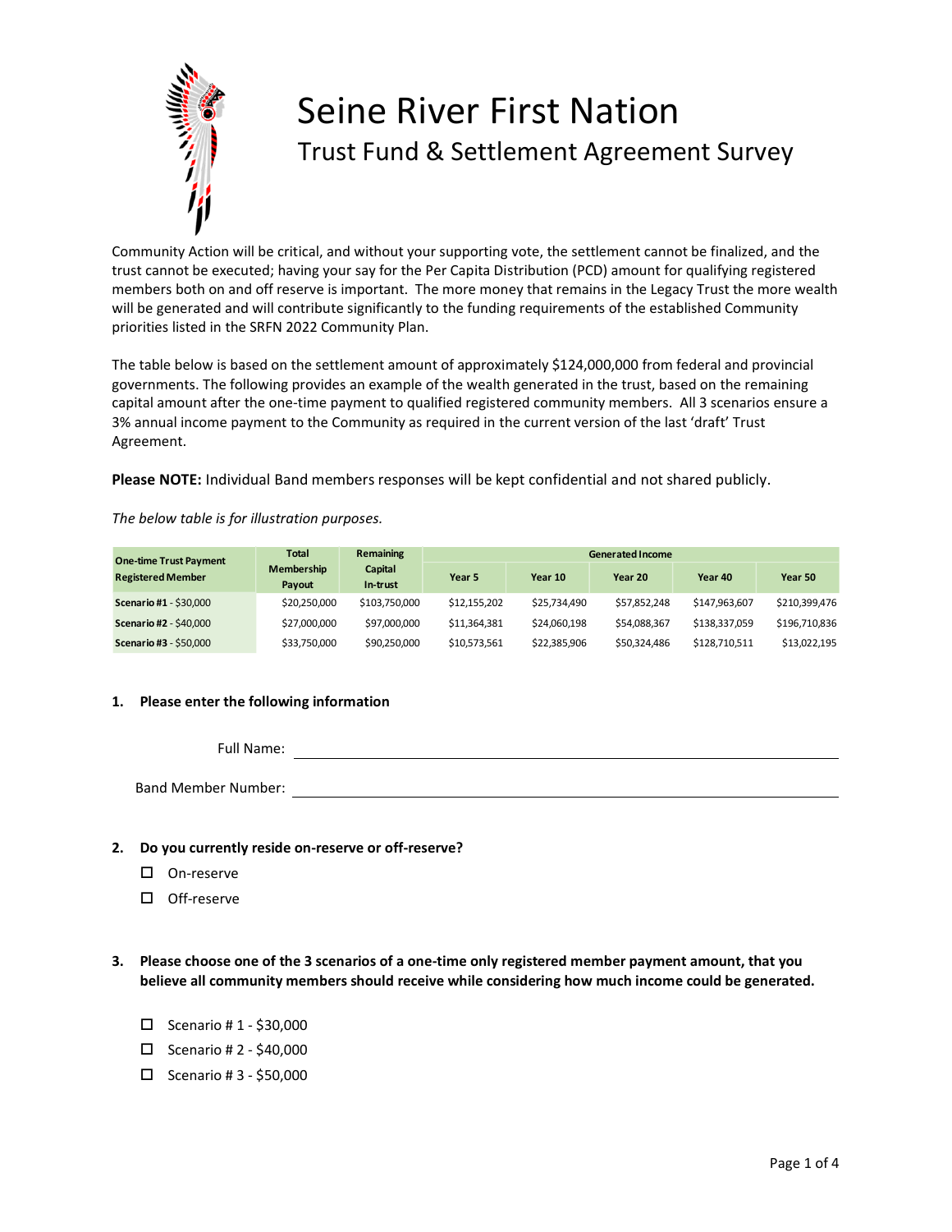# Seine River First Nation

## Trust Fund & Settlement Agreement Survey

Community Action will be critical, and without your supporting vote, the settlement cannot be finalized, and the trust cannot be executed; having your say for the Per Capita Distribution (PCD) amount for qualifying registered members both on and off reserve is important. The more money that remains in the Legacy Trust the more wealth will be generated and will contribute significantly to the funding requirements of the established Community priorities listed in the SRFN 2022 Community Plan.

The table below is based on the settlement amount of approximately $124,000,000 from federal and provincial governments. The following provides an example of the wealth generated in the trust, based on the remaining capital amount after the one-time payment to qualified registered community members. All 3 scenarios ensure a 3% annual income payment to the Community as required in the current version of the last 'draft' Trust Agreement.

**Please NOTE:** Individual Band members responses will be kept confidential and not shared publicly.

*The below table is for illustration purposes.*

| One-time Trust Payment Registered Member | Total Membership Payout | Remaining Capital In-trust | Generated Income | | | | |
|---|---|---|---|---|---|---|---|
| | | | Year 5 | Year 10 | Year 20 | Year 40 | Year 50 |
| **Scenario #1** - $30,000 | $20,250,000 | $103,750,000 | $12,155,202 | $25,734,490 | $57,852,248 | $147,963,607 | $210,399,476 |
| **Scenario #2** - $40,000 | $27,000,000 | $97,000,000 | $11,364,381 | $24,060,198 | $54,088,367 | $138,337,059 | $196,710,836 |
| **Scenario #3** - $50,000 | $33,750,000 | $90,250,000 | $10,573,561 | $22,385,906 | $50,324,486 | $128,710,511 | $13,022,195 |

**1. Please enter the following information**

Full Name: ______________________________

Band Member Number: ______________________________

**2. Do you currently reside on-reserve or off-reserve?**

- ☐ On-reserve
- ☐ Off-reserve

**3. Please choose one of the 3 scenarios of a one-time only registered member payment amount, that you believe all community members should receive while considering how much income could be generated.**

- ☐ Scenario # 1 - $30,000
- ☐ Scenario # 2 - $40,000
- ☐ Scenario # 3 - $50,000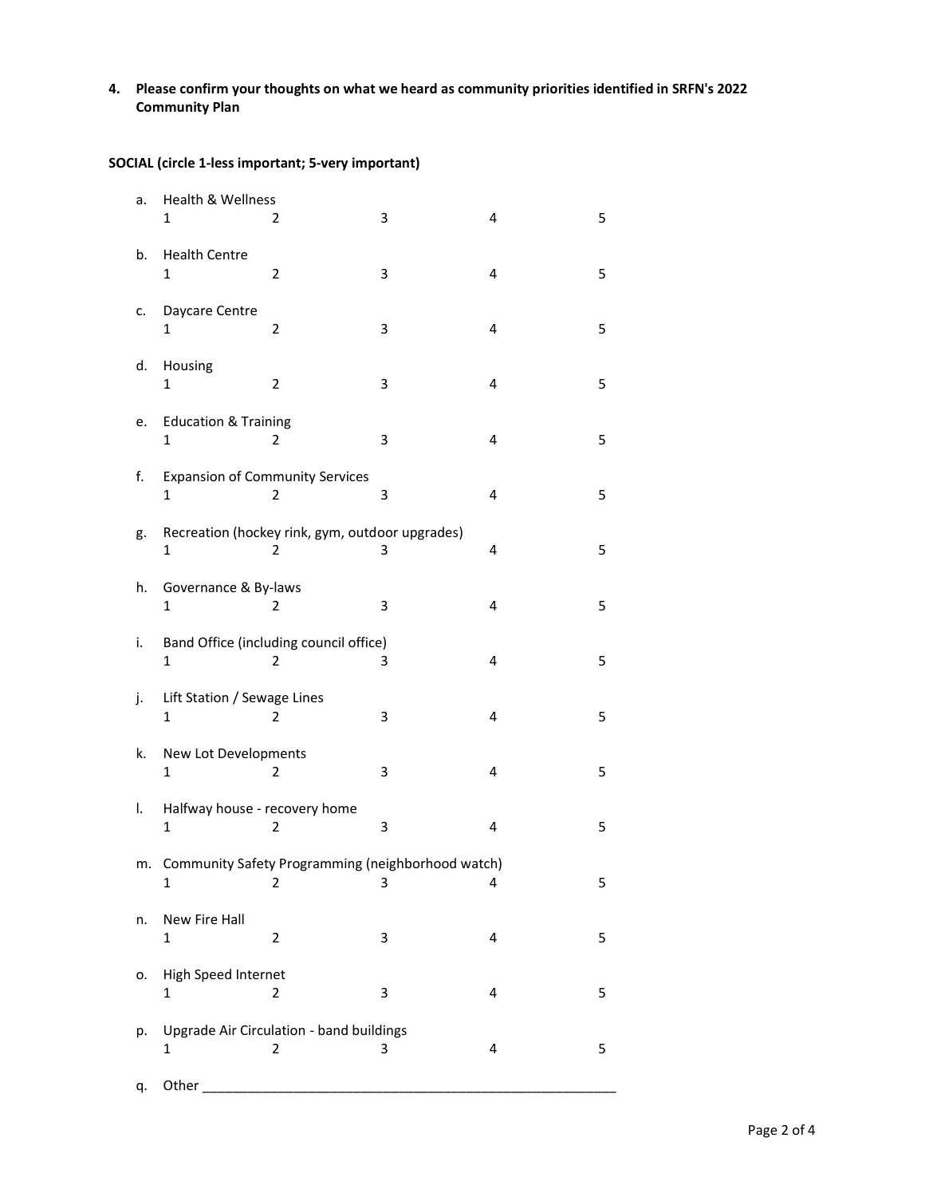**4. Please confirm your thoughts on what we heard as community priorities identified in SRFN's 2022 Community Plan**

**SOCIAL (circle 1-less important; 5-very important)**

a. Health & Wellness
   1 2 3 4 5

b. Health Centre
   1 2 3 4 5

c. Daycare Centre
   1 2 3 4 5

d. Housing
   1 2 3 4 5

e. Education & Training
   1 2 3 4 5

f. Expansion of Community Services
   1 2 3 4 5

g. Recreation (hockey rink, gym, outdoor upgrades)
   1 2 3 4 5

h. Governance & By-laws
   1 2 3 4 5

i. Band Office (including council office)
   1 2 3 4 5

j. Lift Station / Sewage Lines
   1 2 3 4 5

k. New Lot Developments
   1 2 3 4 5

l. Halfway house - recovery home
   1 2 3 4 5

m. Community Safety Programming (neighborhood watch)
   1 2 3 4 5

n. New Fire Hall
   1 2 3 4 5

o. High Speed Internet
   1 2 3 4 5

p. Upgrade Air Circulation - band buildings
   1 2 3 4 5

q. Other ________________________________________________________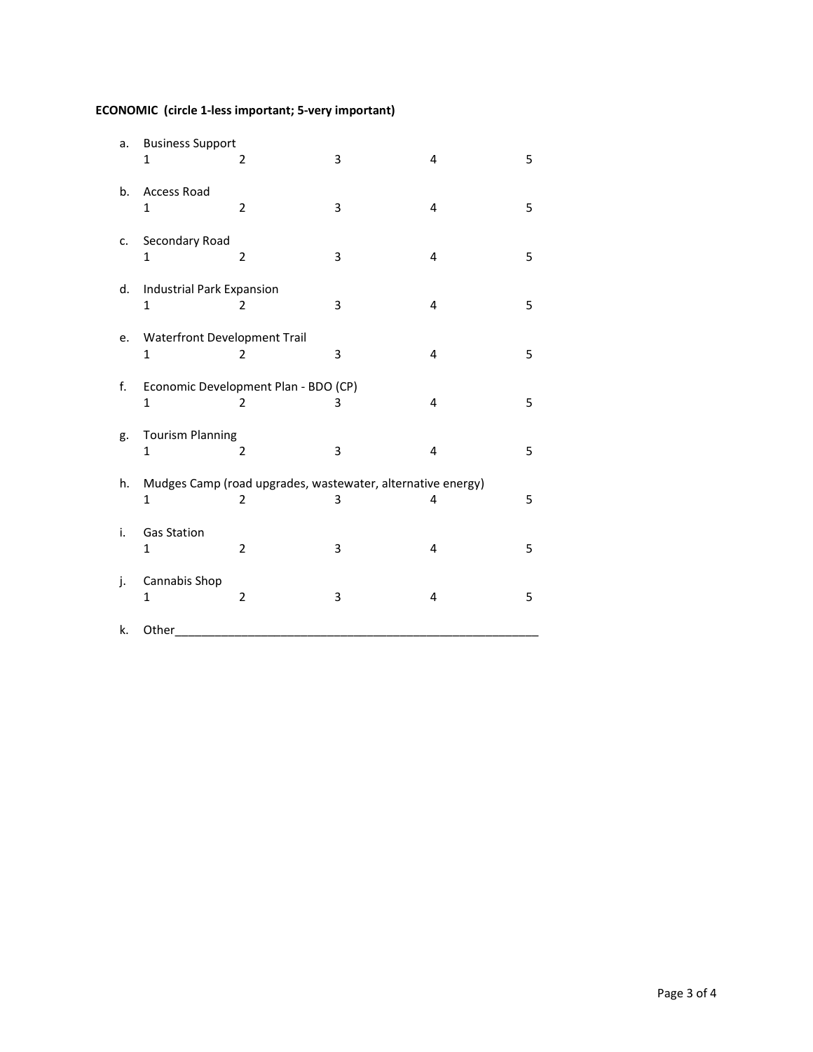**ECONOMIC (circle 1-less important; 5-very important)**

a. Business Support

1 2 3 4 5

b. Access Road

1 2 3 4 5

c. Secondary Road

1 2 3 4 5

d. Industrial Park Expansion

1 2 3 4 5

e. Waterfront Development Trail

1 2 3 4 5

f. Economic Development Plan - BDO (CP)

1 2 3 4 5

g. Tourism Planning

1 2 3 4 5

h. Mudges Camp (road upgrades, wastewater, alternative energy)

1 2 3 4 5

i. Gas Station

1 2 3 4 5

j. Cannabis Shop

1 2 3 4 5

k. Other_______________________________________________________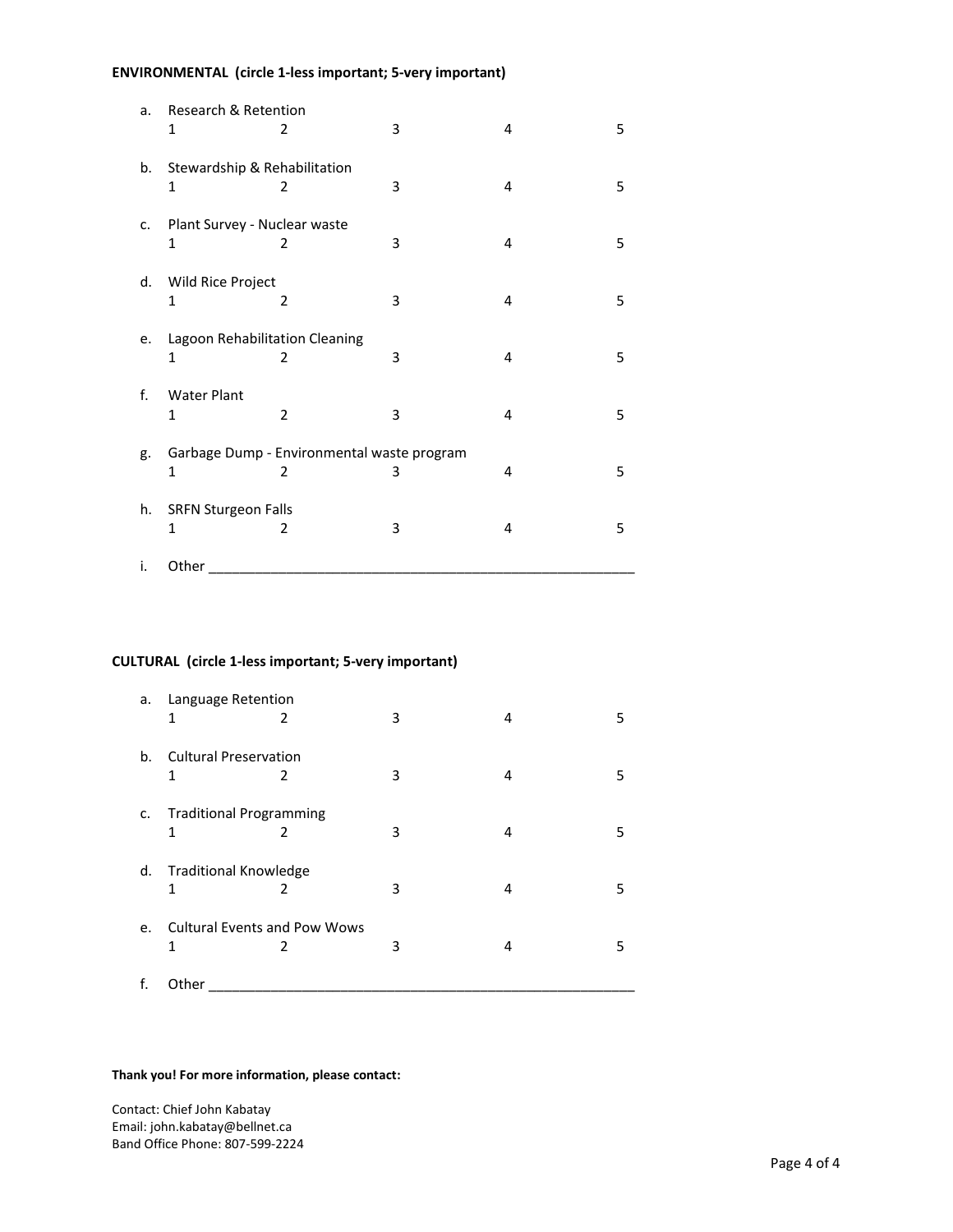**ENVIRONMENTAL (circle 1-less important; 5-very important)**

a. Research & Retention

| | | | | |
|---|---|---|---|---|
| 1 | 2 | 3 | 4 | 5 |

b. Stewardship & Rehabilitation

| | | | | |
|---|---|---|---|---|
| 1 | 2 | 3 | 4 | 5 |

c. Plant Survey - Nuclear waste

| | | | | |
|---|---|---|---|---|
| 1 | 2 | 3 | 4 | 5 |

d. Wild Rice Project

| | | | | |
|---|---|---|---|---|
| 1 | 2 | 3 | 4 | 5 |

e. Lagoon Rehabilitation Cleaning

| | | | | |
|---|---|---|---|---|
| 1 | 2 | 3 | 4 | 5 |

f. Water Plant

| | | | | |
|---|---|---|---|---|
| 1 | 2 | 3 | 4 | 5 |

g. Garbage Dump - Environmental waste program

| | | | | |
|---|---|---|---|---|
| 1 | 2 | 3 | 4 | 5 |

h. SRFN Sturgeon Falls

| | | | | |
|---|---|---|---|---|
| 1 | 2 | 3 | 4 | 5 |

i. Other ________________________________________________________

**CULTURAL (circle 1-less important; 5-very important)**

a. Language Retention

| | | | | |
|---|---|---|---|---|
| 1 | 2 | 3 | 4 | 5 |

b. Cultural Preservation

| | | | | |
|---|---|---|---|---|
| 1 | 2 | 3 | 4 | 5 |

c. Traditional Programming

| | | | | |
|---|---|---|---|---|
| 1 | 2 | 3 | 4 | 5 |

d. Traditional Knowledge

| | | | | |
|---|---|---|---|---|
| 1 | 2 | 3 | 4 | 5 |

e. Cultural Events and Pow Wows

| | | | | |
|---|---|---|---|---|
| 1 | 2 | 3 | 4 | 5 |

f. Other ________________________________________________________

**Thank you! For more information, please contact:**

Contact: Chief John Kabatay
Email: john.kabatay@bellnet.ca
Band Office Phone: 807-599-2224